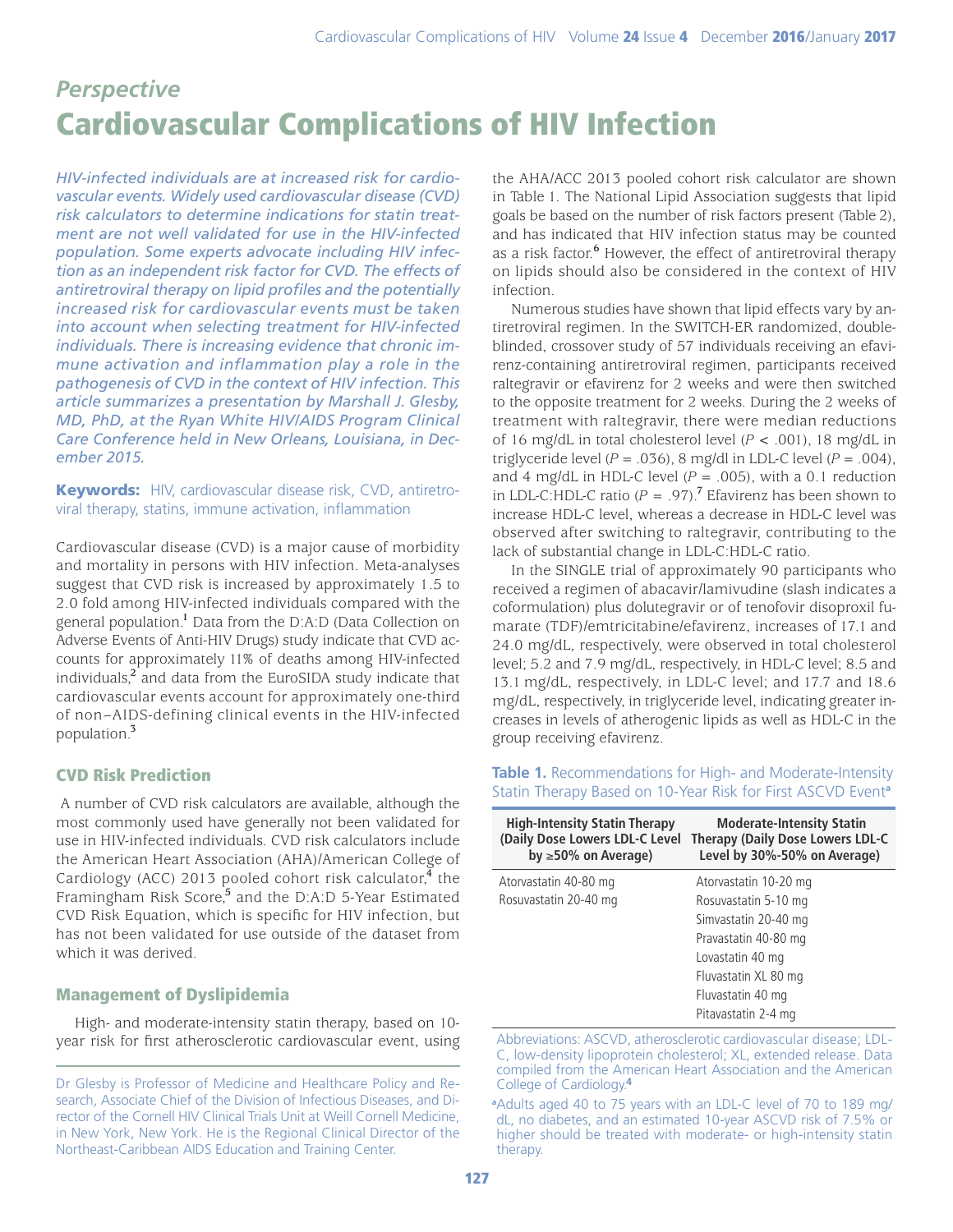## Perspective

# Cardiovascular Complications of HIV Infection

*HIV-infected individuals are at increased risk for cardiovascular events. Widely used cardiovascular disease (CVD) risk calculators to determine indications for statin treatment are not well validated for use in the HIV-infected population. Some experts advocate including HIV infection as an independent risk factor for CVD. The effects of antiretroviral therapy on lipid profiles and the potentially increased risk for cardiovascular events must be taken into account when selecting treatment for HIV-infected individuals. There is increasing evidence that chronic immune activation and inflammation play a role in the pathogenesis of CVD in the context of HIV infection. This article summarizes a presentation by Marshall J. Glesby, MD, PhD, at the Ryan White HIV/AIDS Program Clinical Care Conference held in New Orleans, Louisiana, in December 2015.*

**Keywords:** HIV, cardiovascular disease risk, CVD, antiretroviral therapy, statins, immune activation, inflammation

Cardiovascular disease (CVD) is a major cause of morbidity and mortality in persons with HIV infection. Meta-analyses suggest that CVD risk is increased by approximately 1.5 to 2.0 fold among HIV-infected individuals compared with the general population.[1] Data from the D:A:D (Data Collection on Adverse Events of Anti-HIV Drugs) study indicate that CVD accounts for approximately 11% of deaths among HIV-infected individuals,[2] and data from the EuroSIDA study indicate that cardiovascular events account for approximately one-third of non–AIDS-defining clinical events in the HIV-infected population.[3]

### CVD Risk Prediction

A number of CVD risk calculators are available, although the most commonly used have generally not been validated for use in HIV-infected individuals. CVD risk calculators include the American Heart Association (AHA)/American College of Cardiology (ACC) 2013 pooled cohort risk calculator,[4] the Framingham Risk Score,[5] and the D:A:D 5-Year Estimated CVD Risk Equation, which is specific for HIV infection, but has not been validated for use outside of the dataset from which it was derived.

### Management of Dyslipidemia

High- and moderate-intensity statin therapy, based on 10-year risk for first atherosclerotic cardiovascular event, using the AHA/ACC 2013 pooled cohort risk calculator are shown in Table 1. The National Lipid Association suggests that lipid goals be based on the number of risk factors present (Table 2), and has indicated that HIV infection status may be counted as a risk factor.[6] However, the effect of antiretroviral therapy on lipids should also be considered in the context of HIV infection.

Numerous studies have shown that lipid effects vary by antiretroviral regimen. In the SWITCH-ER randomized, double-blinded, crossover study of 57 individuals receiving an efavirenz-containing antiretroviral regimen, participants received raltegravir or efavirenz for 2 weeks and were then switched to the opposite treatment for 2 weeks. During the 2 weeks of treatment with raltegravir, there were median reductions of 16 mg/dL in total cholesterol level ($P < .001$), 18 mg/dL in triglyceride level ($P = .036$), 8 mg/dl in LDL-C level ($P = .004$), and 4 mg/dL in HDL-C level ($P = .005$), with a 0.1 reduction in LDL-C:HDL-C ratio ($P = .97$).[7] Efavirenz has been shown to increase HDL-C level, whereas a decrease in HDL-C level was observed after switching to raltegravir, contributing to the lack of substantial change in LDL-C:HDL-C ratio.

In the SINGLE trial of approximately 90 participants who received a regimen of abacavir/lamivudine (slash indicates a coformulation) plus dolutegravir or of tenofovir disoproxil fumarate (TDF)/emtricitabine/efavirenz, increases of 17.1 and 24.0 mg/dL, respectively, were observed in total cholesterol level; 5.2 and 7.9 mg/dL, respectively, in HDL-C level; 8.5 and 13.1 mg/dL, respectively, in LDL-C level; and 17.7 and 18.6 mg/dL, respectively, in triglyceride level, indicating greater increases in levels of atherogenic lipids as well as HDL-C in the group receiving efavirenz.

**Table 1.** Recommendations for High- and Moderate-Intensity Statin Therapy Based on 10-Year Risk for First ASCVD Event[a]

| High-Intensity Statin Therapy (Daily Dose Lowers LDL-C Level by ≥50% on Average) | Moderate-Intensity Statin Therapy (Daily Dose Lowers LDL-C Level by 30%-50% on Average) |
|---|---|
| Atorvastatin 40-80 mg | Atorvastatin 10-20 mg |
| Rosuvastatin 20-40 mg | Rosuvastatin 5-10 mg |
| | Simvastatin 20-40 mg |
| | Pravastatin 40-80 mg |
| | Lovastatin 40 mg |
| | Fluvastatin XL 80 mg |
| | Fluvastatin 40 mg |
| | Pitavastatin 2-4 mg |

Abbreviations: ASCVD, atherosclerotic cardiovascular disease; LDL-C, low-density lipoprotein cholesterol; XL, extended release. Data compiled from the American Heart Association and the American College of Cardiology.[4]

[a]Adults aged 40 to 75 years with an LDL-C level of 70 to 189 mg/dL, no diabetes, and an estimated 10-year ASCVD risk of 7.5% or higher should be treated with moderate- or high-intensity statin therapy.

Dr Glesby is Professor of Medicine and Healthcare Policy and Research, Associate Chief of the Division of Infectious Diseases, and Director of the Cornell HIV Clinical Trials Unit at Weill Cornell Medicine, in New York, New York. He is the Regional Clinical Director of the Northeast-Caribbean AIDS Education and Training Center.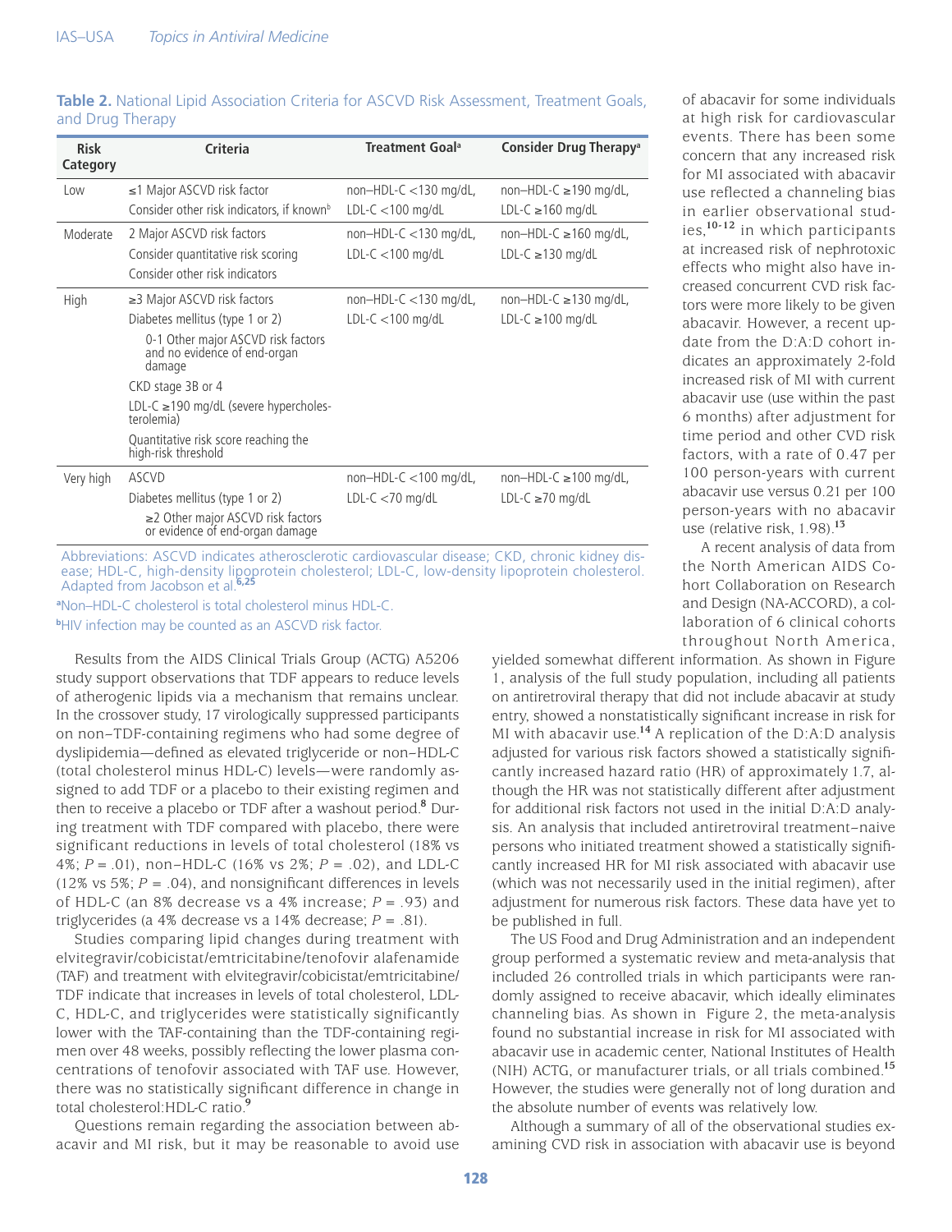**Table 2.** National Lipid Association Criteria for ASCVD Risk Assessment, Treatment Goals, and Drug Therapy

| Risk Category | Criteria | Treatment Goal[a] | Consider Drug Therapy[a] |
|---|---|---|---|
| Low | ≤1 Major ASCVD risk factor<br>Consider other risk indicators, if known[b] | non–HDL-C <130 mg/dL,<br>LDL-C <100 mg/dL | non–HDL-C ≥190 mg/dL,<br>LDL-C ≥160 mg/dL |
| Moderate | 2 Major ASCVD risk factors<br>Consider quantitative risk scoring<br>Consider other risk indicators | non–HDL-C <130 mg/dL,<br>LDL-C <100 mg/dL | non–HDL-C ≥160 mg/dL,<br>LDL-C ≥130 mg/dL |
| High | ≥3 Major ASCVD risk factors<br>Diabetes mellitus (type 1 or 2)<br>0-1 Other major ASCVD risk factors and no evidence of end-organ damage<br>CKD stage 3B or 4<br>LDL-C ≥190 mg/dL (severe hypercholesterolemia)<br>Quantitative risk score reaching the high-risk threshold | non–HDL-C <130 mg/dL,<br>LDL-C <100 mg/dL | non–HDL-C ≥130 mg/dL,<br>LDL-C ≥100 mg/dL |
| Very high | ASCVD<br>Diabetes mellitus (type 1 or 2)<br>≥2 Other major ASCVD risk factors or evidence of end-organ damage | non–HDL-C <100 mg/dL,<br>LDL-C <70 mg/dL | non–HDL-C ≥100 mg/dL,<br>LDL-C ≥70 mg/dL |

Abbreviations: ASCVD indicates atherosclerotic cardiovascular disease; CKD, chronic kidney disease; HDL-C, high-density lipoprotein cholesterol; LDL-C, low-density lipoprotein cholesterol. Adapted from Jacobson et al.[6,25]

[a]Non–HDL-C cholesterol is total cholesterol minus HDL-C.

[b]HIV infection may be counted as an ASCVD risk factor.

Results from the AIDS Clinical Trials Group (ACTG) A5206 study support observations that TDF appears to reduce levels of atherogenic lipids via a mechanism that remains unclear. In the crossover study, 17 virologically suppressed participants on non–TDF-containing regimens who had some degree of dyslipidemia—defined as elevated triglyceride or non–HDL-C (total cholesterol minus HDL-C) levels—were randomly assigned to add TDF or a placebo to their existing regimen and then to receive a placebo or TDF after a washout period.[8] During treatment with TDF compared with placebo, there were significant reductions in levels of total cholesterol (18% vs 4%; $P = .01$), non–HDL-C (16% vs 2%; $P = .02$), and LDL-C (12% vs 5%; $P = .04$), and nonsignificant differences in levels of HDL-C (an 8% decrease vs a 4% increase; $P = .93$) and triglycerides (a 4% decrease vs a 14% decrease; $P = .81$).

Studies comparing lipid changes during treatment with elvitegravir/cobicistat/emtricitabine/tenofovir alafenamide (TAF) and treatment with elvitegravir/cobicistat/emtricitabine/TDF indicate that increases in levels of total cholesterol, LDL-C, HDL-C, and triglycerides were statistically significantly lower with the TAF-containing than the TDF-containing regimen over 48 weeks, possibly reflecting the lower plasma concentrations of tenofovir associated with TAF use. However, there was no statistically significant difference in change in total cholesterol:HDL-C ratio.[9]

Questions remain regarding the association between abacavir and MI risk, but it may be reasonable to avoid use of abacavir for some individuals at high risk for cardiovascular events. There has been some concern that any increased risk for MI associated with abacavir use reflected a channeling bias in earlier observational studies,[10-12] in which participants at increased risk of nephrotoxic effects who might also have increased concurrent CVD risk factors were more likely to be given abacavir. However, a recent update from the D:A:D cohort indicates an approximately 2-fold increased risk of MI with current abacavir use (use within the past 6 months) after adjustment for time period and other CVD risk factors, with a rate of 0.47 per 100 person-years with current abacavir use versus 0.21 per 100 person-years with no abacavir use (relative risk, 1.98).[13]

A recent analysis of data from the North American AIDS Cohort Collaboration on Research and Design (NA-ACCORD), a collaboration of 6 clinical cohorts throughout North America, yielded somewhat different information. As shown in Figure 1, analysis of the full study population, including all patients on antiretroviral therapy that did not include abacavir at study entry, showed a nonstatistically significant increase in risk for MI with abacavir use.[14] A replication of the D:A:D analysis adjusted for various risk factors showed a statistically significantly increased hazard ratio (HR) of approximately 1.7, although the HR was not statistically different after adjustment for additional risk factors not used in the initial D:A:D analysis. An analysis that included antiretroviral treatment–naive persons who initiated treatment showed a statistically significantly increased HR for MI risk associated with abacavir use (which was not necessarily used in the initial regimen), after adjustment for numerous risk factors. These data have yet to be published in full.

The US Food and Drug Administration and an independent group performed a systematic review and meta-analysis that included 26 controlled trials in which participants were randomly assigned to receive abacavir, which ideally eliminates channeling bias. As shown in Figure 2, the meta-analysis found no substantial increase in risk for MI associated with abacavir use in academic center, National Institutes of Health (NIH) ACTG, or manufacturer trials, or all trials combined.[15] However, the studies were generally not of long duration and the absolute number of events was relatively low.

Although a summary of all of the observational studies examining CVD risk in association with abacavir use is beyond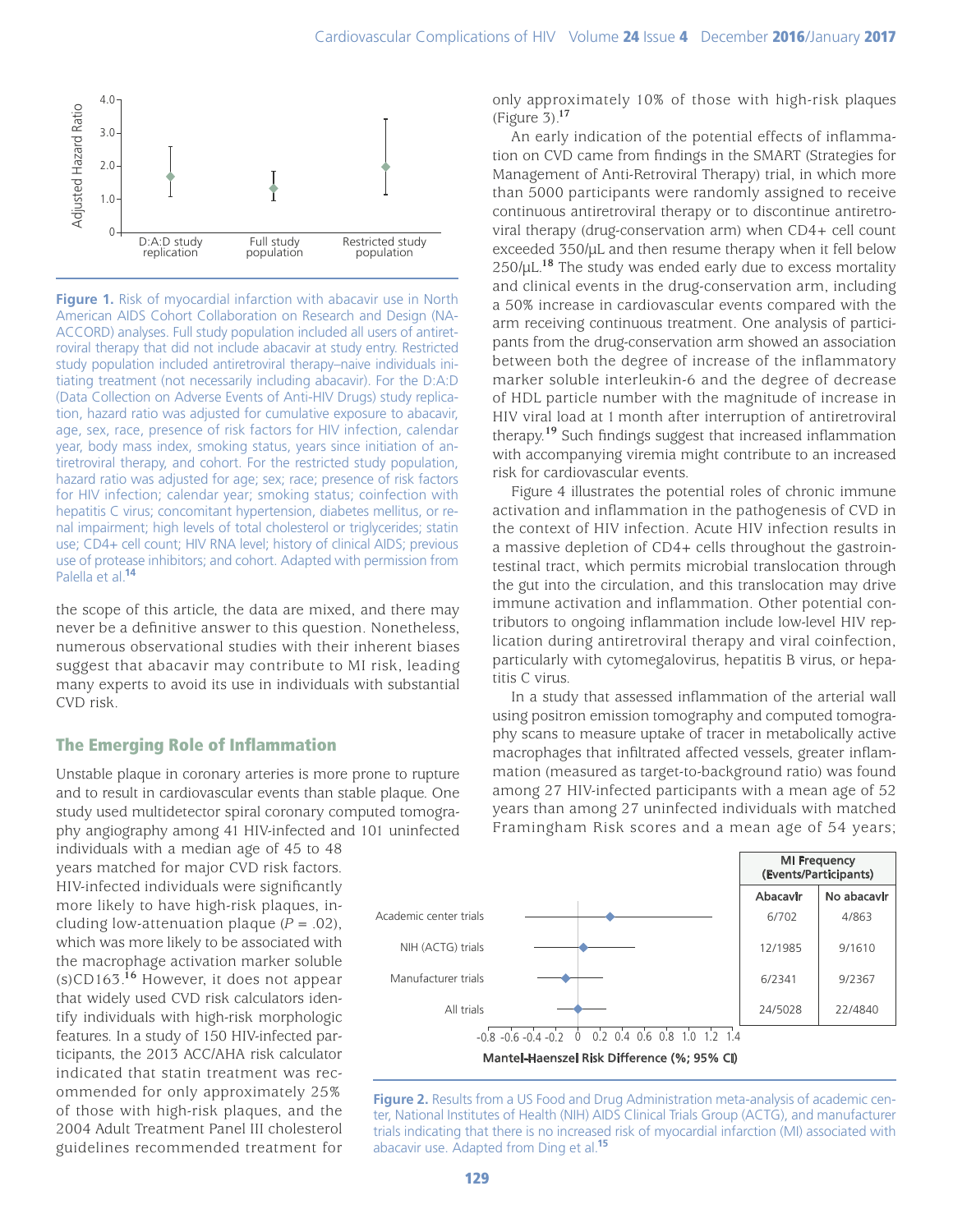Figure 1. Risk of myocardial infarction with abacavir use in North American AIDS Cohort Collaboration on Research and Design (NA-ACCORD) analyses. Full study population included all users of antiretroviral therapy that did not include abacavir at study entry. Restricted study population included antiretroviral therapy–naive individuals initiating treatment (not necessarily including abacavir). For the D:A:D (Data Collection on Adverse Events of Anti-HIV Drugs) study replication, hazard ratio was adjusted for cumulative exposure to abacavir, age, sex, race, presence of risk factors for HIV infection, calendar year, body mass index, smoking status, years since initiation of antiretroviral therapy, and cohort. For the restricted study population, hazard ratio was adjusted for age; sex; race; presence of risk factors for HIV infection; calendar year; smoking status; coinfection with hepatitis C virus; concomitant hypertension, diabetes mellitus, or renal impairment; high levels of total cholesterol or triglycerides; statin use; CD4+ cell count; HIV RNA level; history of clinical AIDS; previous use of protease inhibitors; and cohort. Adapted with permission from Palella et al.[14]

the scope of this article, the data are mixed, and there may never be a definitive answer to this question. Nonetheless, numerous observational studies with their inherent biases suggest that abacavir may contribute to MI risk, leading many experts to avoid its use in individuals with substantial CVD risk.

## The Emerging Role of Inflammation

Unstable plaque in coronary arteries is more prone to rupture and to result in cardiovascular events than stable plaque. One study used multidetector spiral coronary computed tomography angiography among 41 HIV-infected and 101 uninfected individuals with a median age of 45 to 48 years matched for major CVD risk factors. HIV-infected individuals were significantly more likely to have high-risk plaques, including low-attenuation plaque ($P = .02$), which was more likely to be associated with the macrophage activation marker soluble (s)CD163.[16] However, it does not appear that widely used CVD risk calculators identify individuals with high-risk morphologic features. In a study of 150 HIV-infected participants, the 2013 ACC/AHA risk calculator indicated that statin treatment was recommended for only approximately 25% of those with high-risk plaques, and the 2004 Adult Treatment Panel III cholesterol guidelines recommended treatment for only approximately 10% of those with high-risk plaques (Figure 3).[17]

An early indication of the potential effects of inflammation on CVD came from findings in the SMART (Strategies for Management of Anti-Retroviral Therapy) trial, in which more than 5000 participants were randomly assigned to receive continuous antiretroviral therapy or to discontinue antiretroviral therapy (drug-conservation arm) when CD4+ cell count exceeded 350/μL and then resume therapy when it fell below 250/μL.[18] The study was ended early due to excess mortality and clinical events in the drug-conservation arm, including a 50% increase in cardiovascular events compared with the arm receiving continuous treatment. One analysis of participants from the drug-conservation arm showed an association between both the degree of increase of the inflammatory marker soluble interleukin-6 and the degree of decrease of HDL particle number with the magnitude of increase in HIV viral load at 1 month after interruption of antiretroviral therapy.[19] Such findings suggest that increased inflammation with accompanying viremia might contribute to an increased risk for cardiovascular events.

Figure 4 illustrates the potential roles of chronic immune activation and inflammation in the pathogenesis of CVD in the context of HIV infection. Acute HIV infection results in a massive depletion of CD4+ cells throughout the gastrointestinal tract, which permits microbial translocation through the gut into the circulation, and this translocation may drive immune activation and inflammation. Other potential contributors to ongoing inflammation include low-level HIV replication during antiretroviral therapy and viral coinfection, particularly with cytomegalovirus, hepatitis B virus, or hepatitis C virus.

In a study that assessed inflammation of the arterial wall using positron emission tomography and computed tomography scans to measure uptake of tracer in metabolically active macrophages that infiltrated affected vessels, greater inflammation (measured as target-to-background ratio) was found among 27 HIV-infected participants with a mean age of 52 years than among 27 uninfected individuals with matched Framingham Risk scores and a mean age of 54 years;

| | MI Frequency (Events/Participants) | |
|---|---|---|
| | Abacavir | No abacavir |
| Academic center trials | 6/702 | 4/863 |
| NIH (ACTG) trials | 12/1985 | 9/1610 |
| Manufacturer trials | 6/2341 | 9/2367 |
| All trials | 24/5028 | 22/4840 |

Mantel-Haenszel Risk Difference (%; 95% CI)

Figure 2. Results from a US Food and Drug Administration meta-analysis of academic center, National Institutes of Health (NIH) AIDS Clinical Trials Group (ACTG), and manufacturer trials indicating that there is no increased risk of myocardial infarction (MI) associated with abacavir use. Adapted from Ding et al.[15]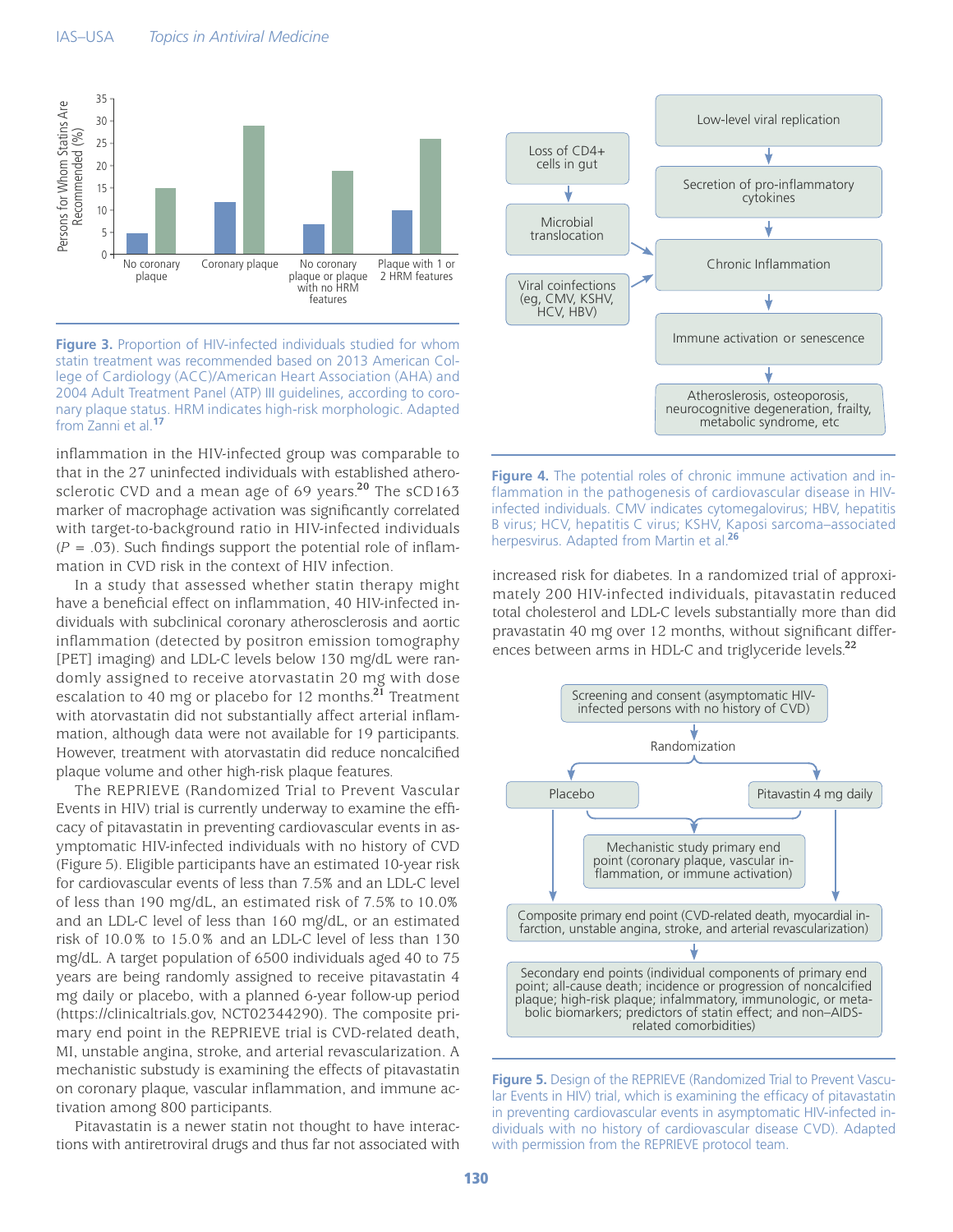Figure 3. Proportion of HIV-infected individuals studied for whom statin treatment was recommended based on 2013 American College of Cardiology (ACC)/American Heart Association (AHA) and 2004 Adult Treatment Panel (ATP) III guidelines, according to coronary plaque status. HRM indicates high-risk morphologic. Adapted from Zanni et al.[17]

inflammation in the HIV-infected group was comparable to that in the 27 uninfected individuals with established atherosclerotic CVD and a mean age of 69 years.[20] The sCD163 marker of macrophage activation was significantly correlated with target-to-background ratio in HIV-infected individuals ($P$ = .03). Such findings support the potential role of inflammation in CVD risk in the context of HIV infection.

In a study that assessed whether statin therapy might have a beneficial effect on inflammation, 40 HIV-infected individuals with subclinical coronary atherosclerosis and aortic inflammation (detected by positron emission tomography [PET] imaging) and LDL-C levels below 130 mg/dL were randomly assigned to receive atorvastatin 20 mg with dose escalation to 40 mg or placebo for 12 months.[21] Treatment with atorvastatin did not substantially affect arterial inflammation, although data were not available for 19 participants. However, treatment with atorvastatin did reduce noncalcified plaque volume and other high-risk plaque features.

The REPRIEVE (Randomized Trial to Prevent Vascular Events in HIV) trial is currently underway to examine the efficacy of pitavastatin in preventing cardiovascular events in asymptomatic HIV-infected individuals with no history of CVD (Figure 5). Eligible participants have an estimated 10-year risk for cardiovascular events of less than 7.5% and an LDL-C level of less than 190 mg/dL, an estimated risk of 7.5% to 10.0% and an LDL-C level of less than 160 mg/dL, or an estimated risk of 10.0% to 15.0% and an LDL-C level of less than 130 mg/dL. A target population of 6500 individuals aged 40 to 75 years are being randomly assigned to receive pitavastatin 4 mg daily or placebo, with a planned 6-year follow-up period (https://clinicaltrials.gov, NCT02344290). The composite primary end point in the REPRIEVE trial is CVD-related death, MI, unstable angina, stroke, and arterial revascularization. A mechanistic substudy is examining the effects of pitavastatin on coronary plaque, vascular inflammation, and immune activation among 800 participants.

Pitavastatin is a newer statin not thought to have interactions with antiretroviral drugs and thus far not associated with increased risk for diabetes. In a randomized trial of approximately 200 HIV-infected individuals, pitavastatin reduced total cholesterol and LDL-C levels substantially more than did pravastatin 40 mg over 12 months, without significant differences between arms in HDL-C and triglyceride levels.[22]

Figure 4. The potential roles of chronic immune activation and inflammation in the pathogenesis of cardiovascular disease in HIV-infected individuals. CMV indicates cytomegalovirus; HBV, hepatitis B virus; HCV, hepatitis C virus; KSHV, Kaposi sarcoma–associated herpesvirus. Adapted from Martin et al.[26]

Figure 5. Design of the REPRIEVE (Randomized Trial to Prevent Vascular Events in HIV) trial, which is examining the efficacy of pitavastatin in preventing cardiovascular events in asymptomatic HIV-infected individuals with no history of cardiovascular disease CVD). Adapted with permission from the REPRIEVE protocol team.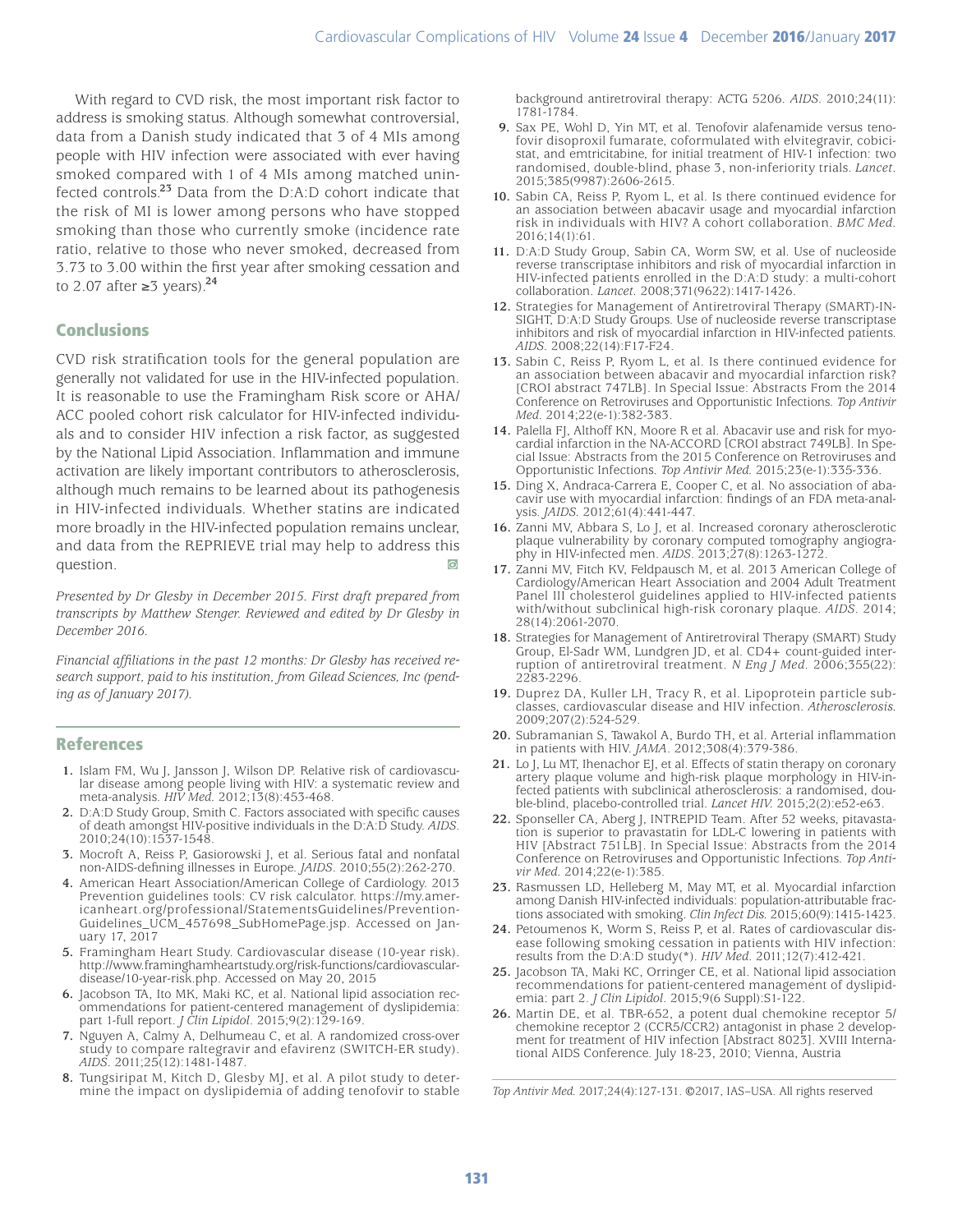With regard to CVD risk, the most important risk factor to address is smoking status. Although somewhat controversial, data from a Danish study indicated that 3 of 4 MIs among people with HIV infection were associated with ever having smoked compared with 1 of 4 MIs among matched uninfected controls.[23] Data from the D:A:D cohort indicate that the risk of MI is lower among persons who have stopped smoking than those who currently smoke (incidence rate ratio, relative to those who never smoked, decreased from 3.73 to 3.00 within the first year after smoking cessation and to 2.07 after ≥3 years).[24]

## Conclusions

CVD risk stratification tools for the general population are generally not validated for use in the HIV-infected population. It is reasonable to use the Framingham Risk score or AHA/ACC pooled cohort risk calculator for HIV-infected individuals and to consider HIV infection a risk factor, as suggested by the National Lipid Association. Inflammation and immune activation are likely important contributors to atherosclerosis, although much remains to be learned about its pathogenesis in HIV-infected individuals. Whether statins are indicated more broadly in the HIV-infected population remains unclear, and data from the REPRIEVE trial may help to address this question.

*Presented by Dr Glesby in December 2015. First draft prepared from transcripts by Matthew Stenger. Reviewed and edited by Dr Glesby in December 2016.*

*Financial affiliations in the past 12 months: Dr Glesby has received research support, paid to his institution, from Gilead Sciences, Inc (pending as of January 2017).*

## References

1. Islam FM, Wu J, Jansson J, Wilson DP. Relative risk of cardiovascular disease among people living with HIV: a systematic review and meta-analysis. *HIV Med.* 2012;13(8):453-468.
2. D:A:D Study Group, Smith C. Factors associated with specific causes of death amongst HIV-positive individuals in the D:A:D Study. *AIDS.* 2010;24(10):1537-1548.
3. Mocroft A, Reiss P, Gasiorowski J, et al. Serious fatal and nonfatal non-AIDS-defining illnesses in Europe. *JAIDS.* 2010;55(2):262-270.
4. American Heart Association/American College of Cardiology. 2013 Prevention guidelines tools: CV risk calculator. https://my.americanheart.org/professional/StatementsGuidelines/Prevention-Guidelines_UCM_457698_SubHomePage.jsp. Accessed on January 17, 2017
5. Framingham Heart Study. Cardiovascular disease (10-year risk). http://www.framinghamheartstudy.org/risk-functions/cardiovascular-disease/10-year-risk.php. Accessed on May 20, 2015
6. Jacobson TA, Ito MK, Maki KC, et al. National lipid association recommendations for patient-centered management of dyslipidemia: part 1-full report. *J Clin Lipidol.* 2015;9(2):129-169.
7. Nguyen A, Calmy A, Delhumeau C, et al. A randomized cross-over study to compare raltegravir and efavirenz (SWITCH-ER study). *AIDS.* 2011;25(12):1481-1487.
8. Tungsiripat M, Kitch D, Glesby MJ, et al. A pilot study to determine the impact on dyslipidemia of adding tenofovir to stable background antiretroviral therapy: ACTG 5206. *AIDS.* 2010;24(11):1781-1784.
9. Sax PE, Wohl D, Yin MT, et al. Tenofovir alafenamide versus tenofovir disoproxil fumarate, coformulated with elvitegravir, cobicistat, and emtricitabine, for initial treatment of HIV-1 infection: two randomised, double-blind, phase 3, non-inferiority trials. *Lancet.* 2015;385(9987):2606-2615.
10. Sabin CA, Reiss P, Ryom L, et al. Is there continued evidence for an association between abacavir usage and myocardial infarction risk in individuals with HIV? A cohort collaboration. *BMC Med.* 2016;14(1):61.
11. D:A:D Study Group, Sabin CA, Worm SW, et al. Use of nucleoside reverse transcriptase inhibitors and risk of myocardial infarction in HIV-infected patients enrolled in the D:A:D study: a multi-cohort collaboration. *Lancet.* 2008;371(9622):1417-1426.
12. Strategies for Management of Antiretroviral Therapy (SMART)-INSIGHT, D:A:D Study Groups. Use of nucleoside reverse transcriptase inhibitors and risk of myocardial infarction in HIV-infected patients. *AIDS.* 2008;22(14):F17-F24.
13. Sabin C, Reiss P, Ryom L, et al. Is there continued evidence for an association between abacavir and myocardial infarction risk? [CROI abstract 747LB]. In Special Issue: Abstracts From the 2014 Conference on Retroviruses and Opportunistic Infections. *Top Antivir Med.* 2014;22(e-1):382-383.
14. Palella FJ, Althoff KN, Moore R et al. Abacavir use and risk for myocardial infarction in the NA-ACCORD [CROI abstract 749LB]. In Special Issue: Abstracts from the 2015 Conference on Retroviruses and Opportunistic Infections. *Top Antivir Med.* 2015;23(e-1):335-336.
15. Ding X, Andraca-Carrera E, Cooper C, et al. No association of abacavir use with myocardial infarction: findings of an FDA meta-analysis. *JAIDS.* 2012;61(4):441-447.
16. Zanni MV, Abbara S, Lo J, et al. Increased coronary atherosclerotic plaque vulnerability by coronary computed tomography angiography in HIV-infected men. *AIDS.* 2013;27(8):1263-1272.
17. Zanni MV, Fitch KV, Feldpausch M, et al. 2013 American College of Cardiology/American Heart Association and 2004 Adult Treatment Panel III cholesterol guidelines applied to HIV-infected patients with/without subclinical high-risk coronary plaque. *AIDS.* 2014; 28(14):2061-2070.
18. Strategies for Management of Antiretroviral Therapy (SMART) Study Group, El-Sadr WM, Lundgren JD, et al. CD4+ count-guided interruption of antiretroviral treatment. *N Eng J Med.* 2006;355(22):2283-2296.
19. Duprez DA, Kuller LH, Tracy R, et al. Lipoprotein particle subclasses, cardiovascular disease and HIV infection. *Atherosclerosis.* 2009;207(2):524-529.
20. Subramanian S, Tawakol A, Burdo TH, et al. Arterial inflammation in patients with HIV. *JAMA.* 2012;308(4):379-386.
21. Lo J, Lu MT, Ihenachor EJ, et al. Effects of statin therapy on coronary artery plaque volume and high-risk plaque morphology in HIV-infected patients with subclinical atherosclerosis: a randomised, double-blind, placebo-controlled trial. *Lancet HIV.* 2015;2(2):e52-e63.
22. Sponseller CA, Aberg J, INTREPID Team. After 52 weeks, pitavastatin is superior to pravastatin for LDL-C lowering in patients with HIV [Abstract 751LB]. In Special Issue: Abstracts from the 2014 Conference on Retroviruses and Opportunistic Infections. *Top Antivir Med.* 2014;22(e-1):385.
23. Rasmussen LD, Helleberg M, May MT, et al. Myocardial infarction among Danish HIV-infected individuals: population-attributable fractions associated with smoking. *Clin Infect Dis.* 2015;60(9):1415-1423.
24. Petoumenos K, Worm S, Reiss P, et al. Rates of cardiovascular disease following smoking cessation in patients with HIV infection: results from the D:A:D study(*). *HIV Med.* 2011;12(7):412-421.
25. Jacobson TA, Maki KC, Orringer CE, et al. National lipid association recommendations for patient-centered management of dyslipidemia: part 2. *J Clin Lipidol.* 2015;9(6 Suppl):S1-122.
26. Martin DE, et al. TBR-652, a potent dual chemokine receptor 5/chemokine receptor 2 (CCR5/CCR2) antagonist in phase 2 development for treatment of HIV infection [Abstract 8023]. XVIII International AIDS Conference. July 18-23, 2010; Vienna, Austria

*Top Antivir Med.* 2017;24(4):127-131. ©2017, IAS–USA. All rights reserved